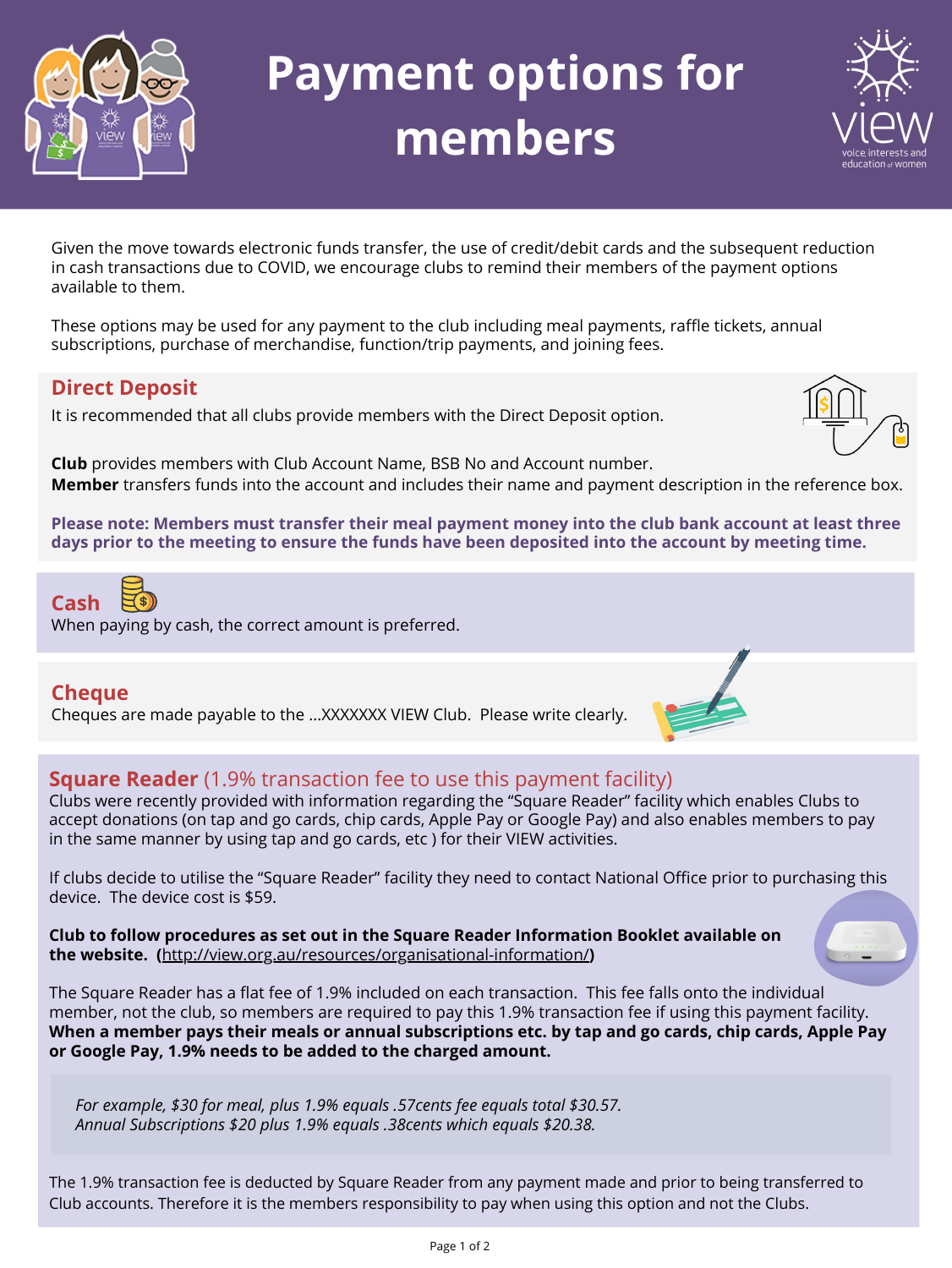# Payment options for members

Given the move towards electronic funds transfer, the use of credit/debit cards and the subsequent reduction in cash transactions due to COVID, we encourage clubs to remind their members of the payment options available to them.

These options may be used for any payment to the club including meal payments, raffle tickets, annual subscriptions, purchase of merchandise, function/trip payments, and joining fees.

## Direct Deposit

It is recommended that all clubs provide members with the Direct Deposit option.

**Club** provides members with Club Account Name, BSB No and Account number.
**Member** transfers funds into the account and includes their name and payment description in the reference box.

**Please note: Members must transfer their meal payment money into the club bank account at least three days prior to the meeting to ensure the funds have been deposited into the account by meeting time.**

## Cash

When paying by cash, the correct amount is preferred.

## Cheque

Cheques are made payable to the ...XXXXXXX VIEW Club. Please write clearly.

## Square Reader (1.9% transaction fee to use this payment facility)

Clubs were recently provided with information regarding the “Square Reader” facility which enables Clubs to accept donations (on tap and go cards, chip cards, Apple Pay or Google Pay) and also enables members to pay in the same manner by using tap and go cards, etc ) for their VIEW activities.

If clubs decide to utilise the “Square Reader” facility they need to contact National Office prior to purchasing this device. The device cost is $59.

**Club to follow procedures as set out in the Square Reader Information Booklet available on the website. (http://view.org.au/resources/organisational-information/)**

The Square Reader has a flat fee of 1.9% included on each transaction. This fee falls onto the individual member, not the club, so members are required to pay this 1.9% transaction fee if using this payment facility. **When a member pays their meals or annual subscriptions etc. by tap and go cards, chip cards, Apple Pay or Google Pay, 1.9% needs to be added to the charged amount.**

*For example, $30 for meal, plus 1.9% equals .57cents fee equals total $30.57.*
*Annual Subscriptions $20 plus 1.9% equals .38cents which equals $20.38.*

The 1.9% transaction fee is deducted by Square Reader from any payment made and prior to being transferred to Club accounts. Therefore it is the members responsibility to pay when using this option and not the Clubs.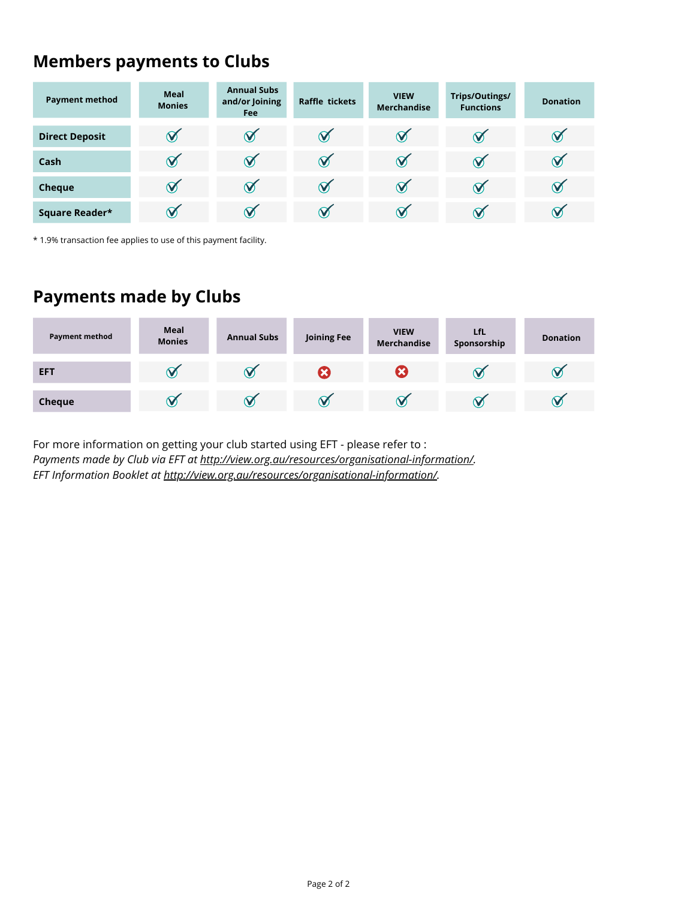## Members payments to Clubs

| Payment method | Meal Monies | Annual Subs and/or Joining Fee | Raffle tickets | VIEW Merchandise | Trips/Outings/ Functions | Donation |
|---|---|---|---|---|---|---|
| **Direct Deposit** | ✓ | ✓ | ✓ | ✓ | ✓ | ✓ |
| **Cash** | ✓ | ✓ | ✓ | ✓ | ✓ | ✓ |
| **Cheque** | ✓ | ✓ | ✓ | ✓ | ✓ | ✓ |
| **Square Reader*** | ✓ | ✓ | ✓ | ✓ | ✓ | ✓ |

* 1.9% transaction fee applies to use of this payment facility.

## Payments made by Clubs

| Payment method | Meal Monies | Annual Subs | Joining Fee | VIEW Merchandise | LfL Sponsorship | Donation |
|---|---|---|---|---|---|---|
| **EFT** | ✓ | ✓ | ✗ | ✗ | ✓ | ✓ |
| **Cheque** | ✓ | ✓ | ✓ | ✓ | ✓ | ✓ |

For more information on getting your club started using EFT - please refer to :
*Payments made by Club via EFT at http://view.org.au/resources/organisational-information/.*
*EFT Information Booklet at http://view.org.au/resources/organisational-information/.*